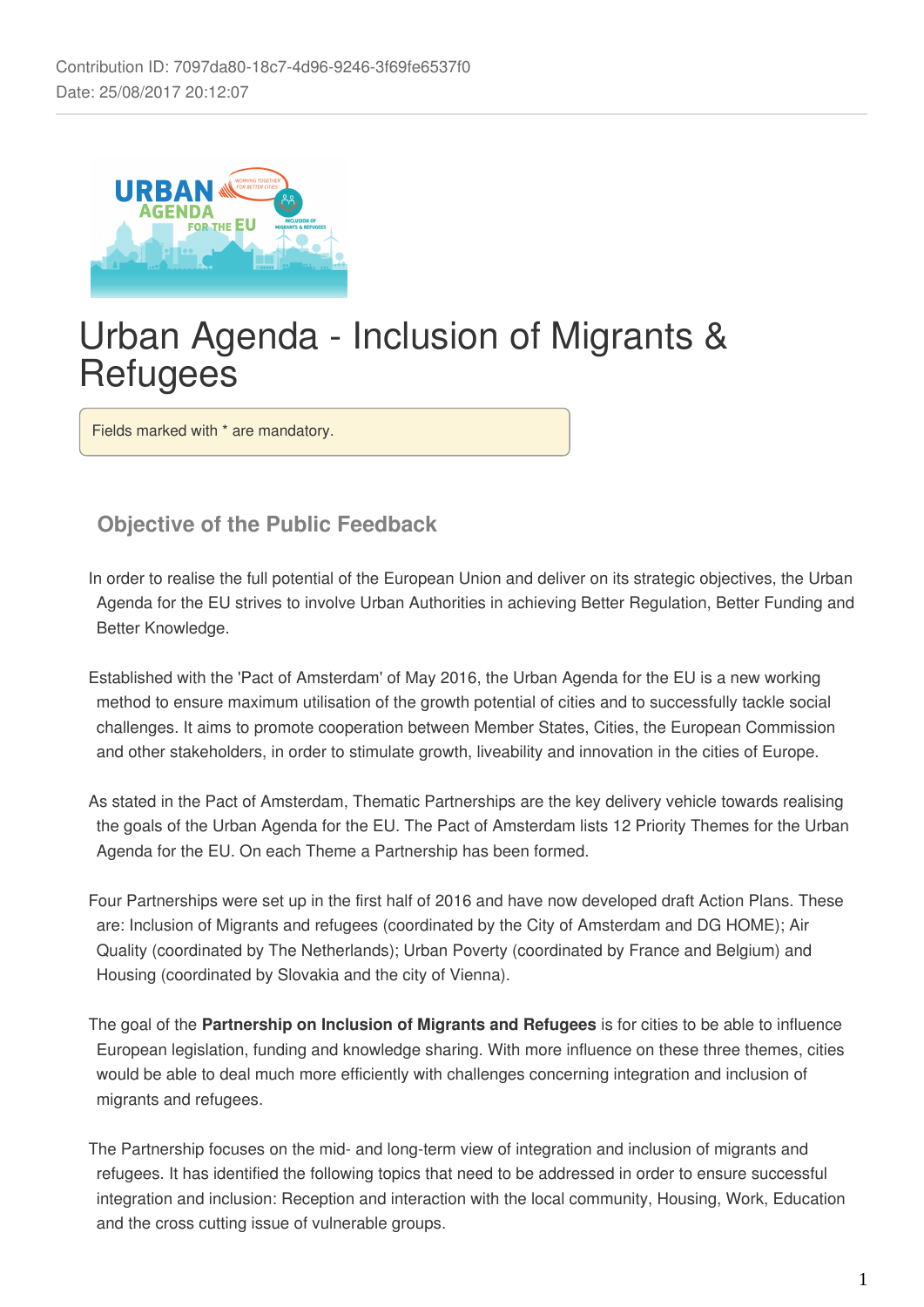Contribution ID: 7097da80-18c7-4d96-9246-3f69fe6537f0
Date: 25/08/2017 20:12:07

# Urban Agenda - Inclusion of Migrants & Refugees

Fields marked with * are mandatory.

## Objective of the Public Feedback

In order to realise the full potential of the European Union and deliver on its strategic objectives, the Urban Agenda for the EU strives to involve Urban Authorities in achieving Better Regulation, Better Funding and Better Knowledge.

Established with the 'Pact of Amsterdam' of May 2016, the Urban Agenda for the EU is a new working method to ensure maximum utilisation of the growth potential of cities and to successfully tackle social challenges. It aims to promote cooperation between Member States, Cities, the European Commission and other stakeholders, in order to stimulate growth, liveability and innovation in the cities of Europe.

As stated in the Pact of Amsterdam, Thematic Partnerships are the key delivery vehicle towards realising the goals of the Urban Agenda for the EU. The Pact of Amsterdam lists 12 Priority Themes for the Urban Agenda for the EU. On each Theme a Partnership has been formed.

Four Partnerships were set up in the first half of 2016 and have now developed draft Action Plans. These are: Inclusion of Migrants and refugees (coordinated by the City of Amsterdam and DG HOME); Air Quality (coordinated by The Netherlands); Urban Poverty (coordinated by France and Belgium) and Housing (coordinated by Slovakia and the city of Vienna).

The goal of the **Partnership on Inclusion of Migrants and Refugees** is for cities to be able to influence European legislation, funding and knowledge sharing. With more influence on these three themes, cities would be able to deal much more efficiently with challenges concerning integration and inclusion of migrants and refugees.

The Partnership focuses on the mid- and long-term view of integration and inclusion of migrants and refugees. It has identified the following topics that need to be addressed in order to ensure successful integration and inclusion: Reception and interaction with the local community, Housing, Work, Education and the cross cutting issue of vulnerable groups.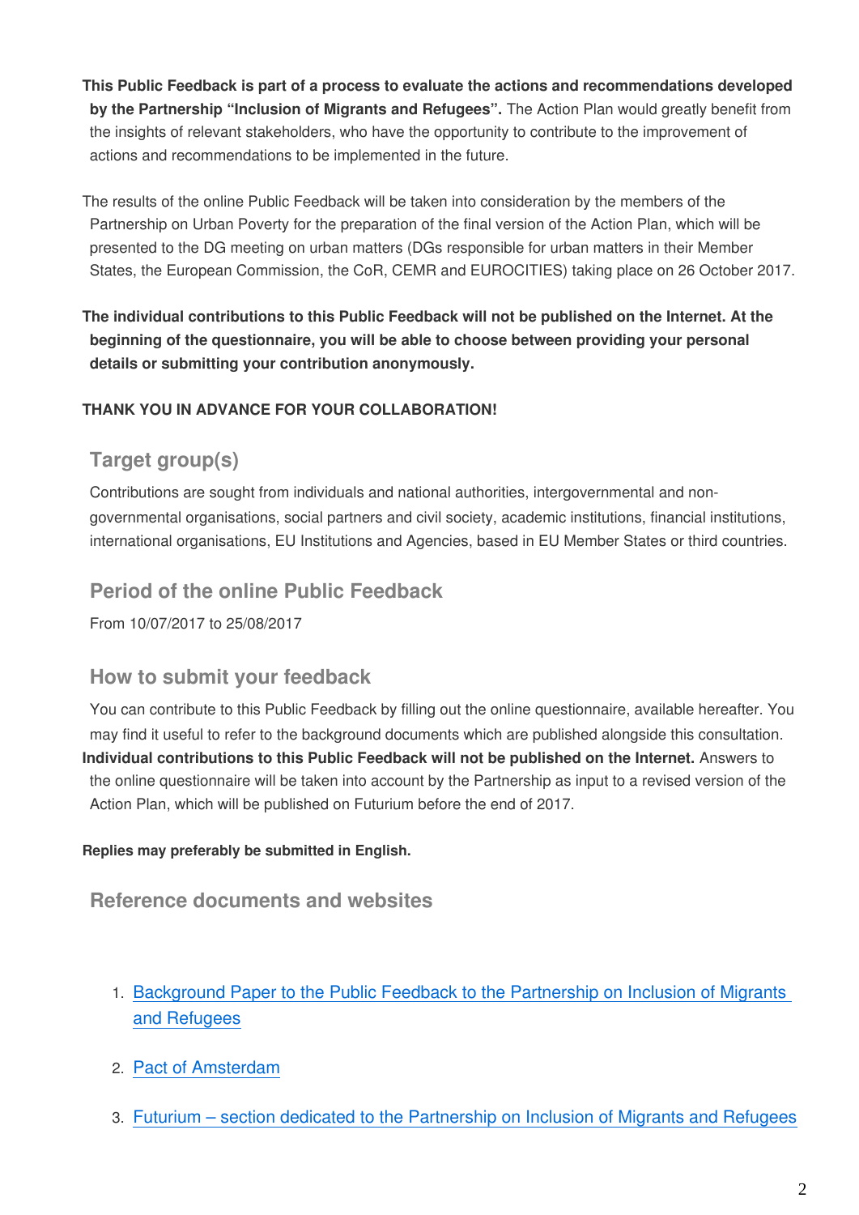**This Public Feedback is part of a process to evaluate the actions and recommendations developed by the Partnership "Inclusion of Migrants and Refugees".** The Action Plan would greatly benefit from the insights of relevant stakeholders, who have the opportunity to contribute to the improvement of actions and recommendations to be implemented in the future.

The results of the online Public Feedback will be taken into consideration by the members of the Partnership on Urban Poverty for the preparation of the final version of the Action Plan, which will be presented to the DG meeting on urban matters (DGs responsible for urban matters in their Member States, the European Commission, the CoR, CEMR and EUROCITIES) taking place on 26 October 2017.

**The individual contributions to this Public Feedback will not be published on the Internet. At the beginning of the questionnaire, you will be able to choose between providing your personal details or submitting your contribution anonymously.**

**THANK YOU IN ADVANCE FOR YOUR COLLABORATION!**

## Target group(s)

Contributions are sought from individuals and national authorities, intergovernmental and non-governmental organisations, social partners and civil society, academic institutions, financial institutions, international organisations, EU Institutions and Agencies, based in EU Member States or third countries.

## Period of the online Public Feedback

From 10/07/2017 to 25/08/2017

## How to submit your feedback

You can contribute to this Public Feedback by filling out the online questionnaire, available hereafter. You may find it useful to refer to the background documents which are published alongside this consultation. **Individual contributions to this Public Feedback will not be published on the Internet.** Answers to the online questionnaire will be taken into account by the Partnership as input to a revised version of the Action Plan, which will be published on Futurium before the end of 2017.

**Replies may preferably be submitted in English.**

## Reference documents and websites

1. Background Paper to the Public Feedback to the Partnership on Inclusion of Migrants and Refugees
2. Pact of Amsterdam
3. Futurium – section dedicated to the Partnership on Inclusion of Migrants and Refugees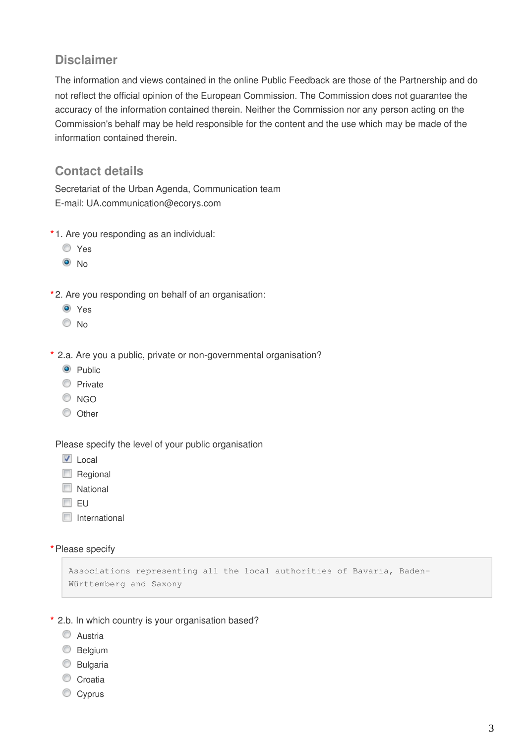## Disclaimer

The information and views contained in the online Public Feedback are those of the Partnership and do not reflect the official opinion of the European Commission. The Commission does not guarantee the accuracy of the information contained therein. Neither the Commission nor any person acting on the Commission's behalf may be held responsible for the content and the use which may be made of the information contained therein.

## Contact details

Secretariat of the Urban Agenda, Communication team
E-mail: UA.communication@ecorys.com

*1. Are you responding as an individual:

- ○ Yes
- ● No

*2. Are you responding on behalf of an organisation:

- ● Yes
- ○ No

* 2.a. Are you a public, private or non-governmental organisation?

- ● Public
- ○ Private
- ○ NGO
- ○ Other

Please specify the level of your public organisation

- [x] Local
- [ ] Regional
- [ ] National
- [ ] EU
- [ ] International

*Please specify

```
Associations representing all the local authorities of Bavaria, Baden-Württemberg and Saxony
```

* 2.b. In which country is your organisation based?

- ○ Austria
- ○ Belgium
- ○ Bulgaria
- ○ Croatia
- ○ Cyprus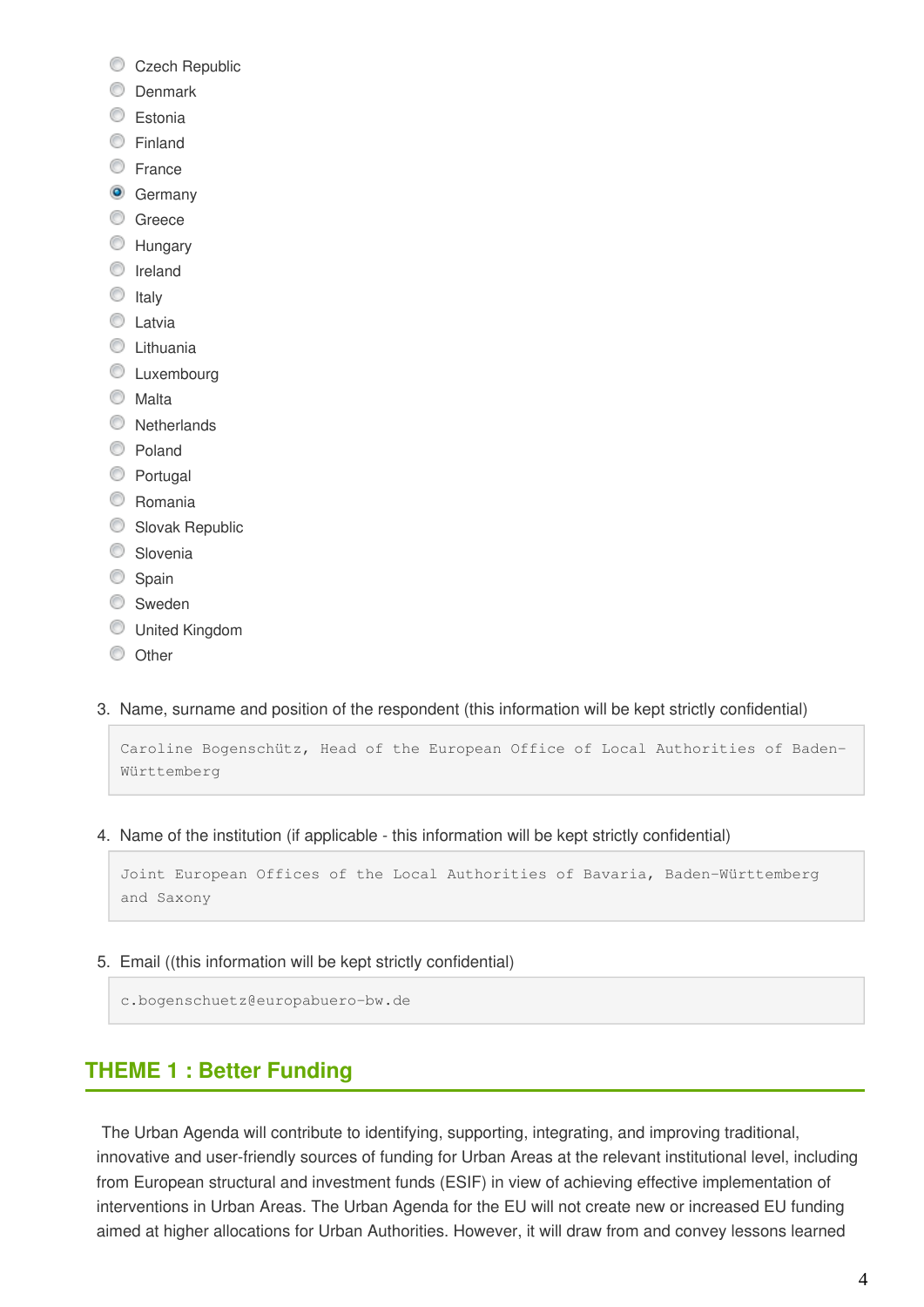- ( ) Czech Republic
- ( ) Denmark
- ( ) Estonia
- ( ) Finland
- ( ) France
- (•) Germany
- ( ) Greece
- ( ) Hungary
- ( ) Ireland
- ( ) Italy
- ( ) Latvia
- ( ) Lithuania
- ( ) Luxembourg
- ( ) Malta
- ( ) Netherlands
- ( ) Poland
- ( ) Portugal
- ( ) Romania
- ( ) Slovak Republic
- ( ) Slovenia
- ( ) Spain
- ( ) Sweden
- ( ) United Kingdom
- ( ) Other

3. Name, surname and position of the respondent (this information will be kept strictly confidential)

```
Caroline Bogenschütz, Head of the European Office of Local Authorities of Baden-Württemberg
```

4. Name of the institution (if applicable - this information will be kept strictly confidential)

```
Joint European Offices of the Local Authorities of Bavaria, Baden-Württemberg and Saxony
```

5. Email ((this information will be kept strictly confidential)

```
c.bogenschuetz@europabuero-bw.de
```

## THEME 1 : Better Funding

The Urban Agenda will contribute to identifying, supporting, integrating, and improving traditional, innovative and user-friendly sources of funding for Urban Areas at the relevant institutional level, including from European structural and investment funds (ESIF) in view of achieving effective implementation of interventions in Urban Areas. The Urban Agenda for the EU will not create new or increased EU funding aimed at higher allocations for Urban Authorities. However, it will draw from and convey lessons learned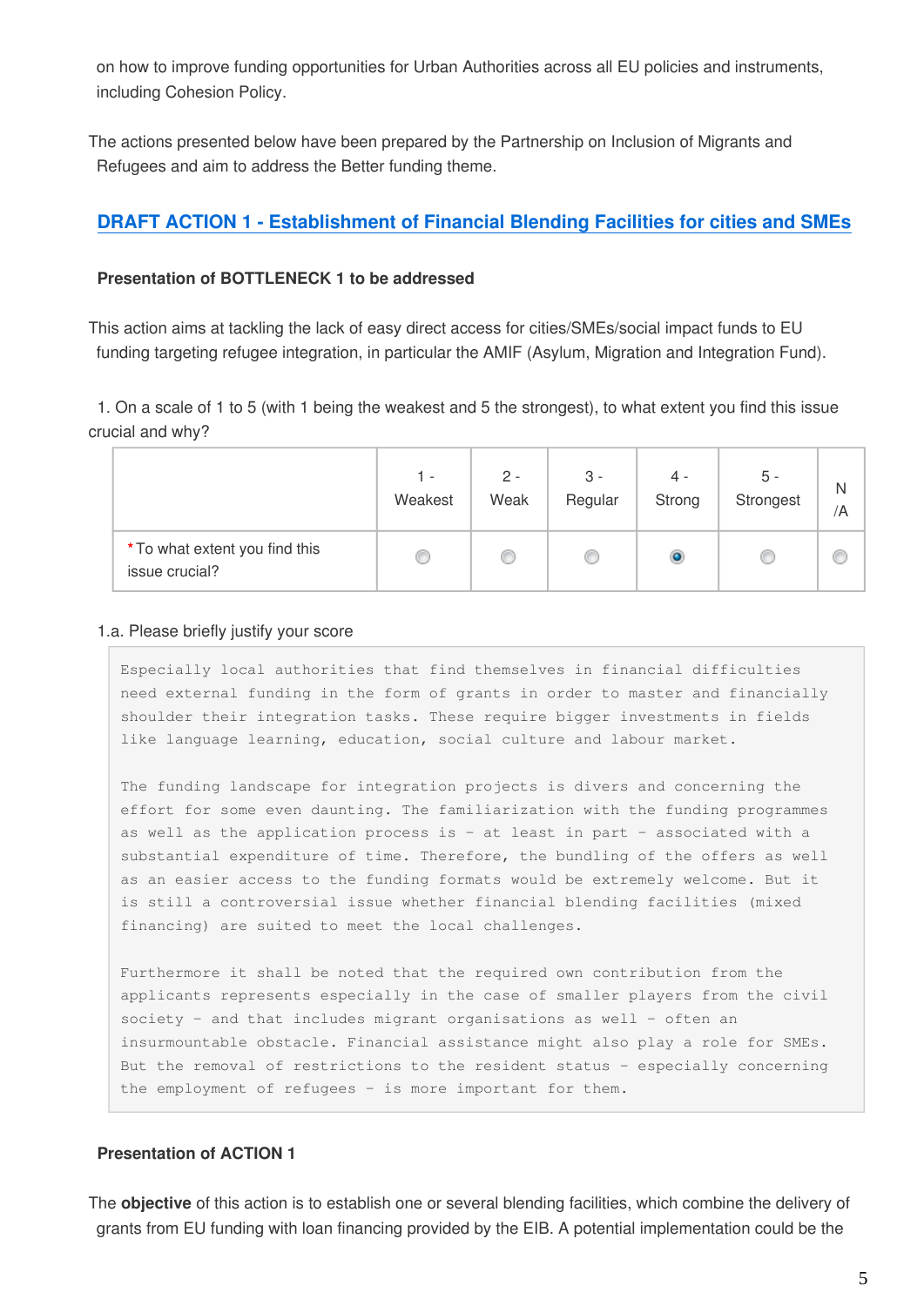on how to improve funding opportunities for Urban Authorities across all EU policies and instruments, including Cohesion Policy.

The actions presented below have been prepared by the Partnership on Inclusion of Migrants and Refugees and aim to address the Better funding theme.

## DRAFT ACTION 1 - Establishment of Financial Blending Facilities for cities and SMEs

**Presentation of BOTTLENECK 1 to be addressed**

This action aims at tackling the lack of easy direct access for cities/SMEs/social impact funds to EU funding targeting refugee integration, in particular the AMIF (Asylum, Migration and Integration Fund).

1. On a scale of 1 to 5 (with 1 being the weakest and 5 the strongest), to what extent you find this issue crucial and why?

| | 1 - Weakest | 2 - Weak | 3 - Regular | 4 - Strong | 5 - Strongest | N /A |
|---|---|---|---|---|---|---|
| *To what extent you find this issue crucial? | ○ | ○ | ○ | ● | ○ | ○ |

1.a. Please briefly justify your score

Especially local authorities that find themselves in financial difficulties need external funding in the form of grants in order to master and financially shoulder their integration tasks. These require bigger investments in fields like language learning, education, social culture and labour market.

The funding landscape for integration projects is divers and concerning the effort for some even daunting. The familiarization with the funding programmes as well as the application process is - at least in part - associated with a substantial expenditure of time. Therefore, the bundling of the offers as well as an easier access to the funding formats would be extremely welcome. But it is still a controversial issue whether financial blending facilities (mixed financing) are suited to meet the local challenges.

Furthermore it shall be noted that the required own contribution from the applicants represents especially in the case of smaller players from the civil society - and that includes migrant organisations as well - often an insurmountable obstacle. Financial assistance might also play a role for SMEs. But the removal of restrictions to the resident status - especially concerning the employment of refugees - is more important for them.

**Presentation of ACTION 1**

The **objective** of this action is to establish one or several blending facilities, which combine the delivery of grants from EU funding with loan financing provided by the EIB. A potential implementation could be the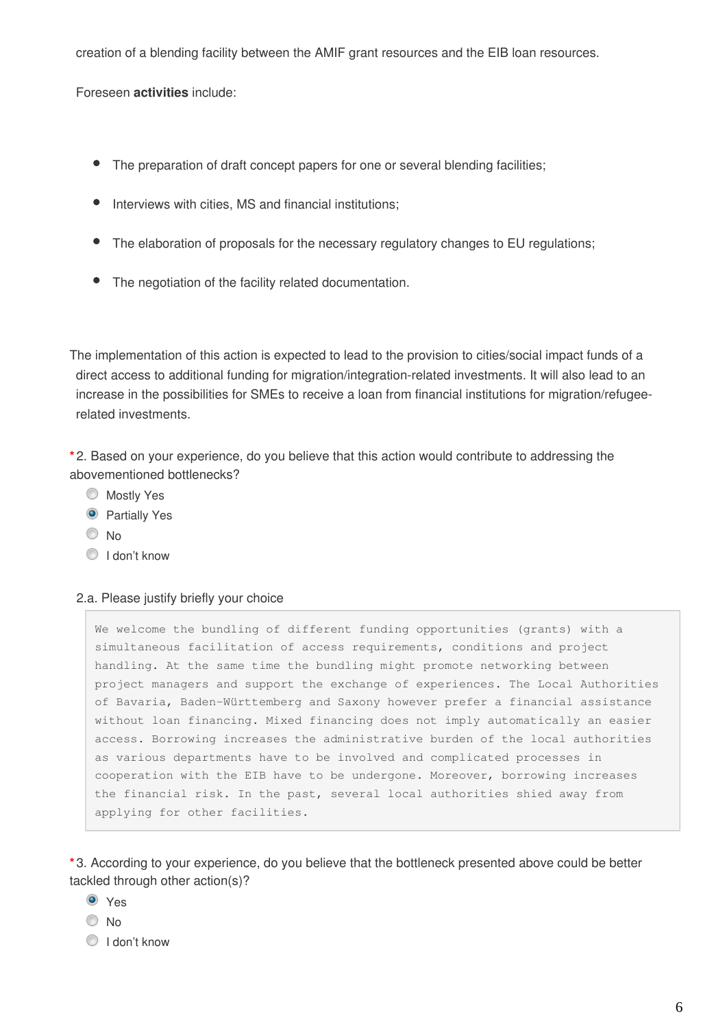creation of a blending facility between the AMIF grant resources and the EIB loan resources.

Foreseen **activities** include:

- The preparation of draft concept papers for one or several blending facilities;
- Interviews with cities, MS and financial institutions;
- The elaboration of proposals for the necessary regulatory changes to EU regulations;
- The negotiation of the facility related documentation.

The implementation of this action is expected to lead to the provision to cities/social impact funds of a direct access to additional funding for migration/integration-related investments. It will also lead to an increase in the possibilities for SMEs to receive a loan from financial institutions for migration/refugee-related investments.

*2. Based on your experience, do you believe that this action would contribute to addressing the abovementioned bottlenecks?

- ○ Mostly Yes
- ◉ Partially Yes
- ○ No
- ○ I don't know

2.a. Please justify briefly your choice

> We welcome the bundling of different funding opportunities (grants) with a simultaneous facilitation of access requirements, conditions and project handling. At the same time the bundling might promote networking between project managers and support the exchange of experiences. The Local Authorities of Bavaria, Baden-Württemberg and Saxony however prefer a financial assistance without loan financing. Mixed financing does not imply automatically an easier access. Borrowing increases the administrative burden of the local authorities as various departments have to be involved and complicated processes in cooperation with the EIB have to be undergone. Moreover, borrowing increases the financial risk. In the past, several local authorities shied away from applying for other facilities.

*3. According to your experience, do you believe that the bottleneck presented above could be better tackled through other action(s)?

- ◉ Yes
- ○ No
- ○ I don't know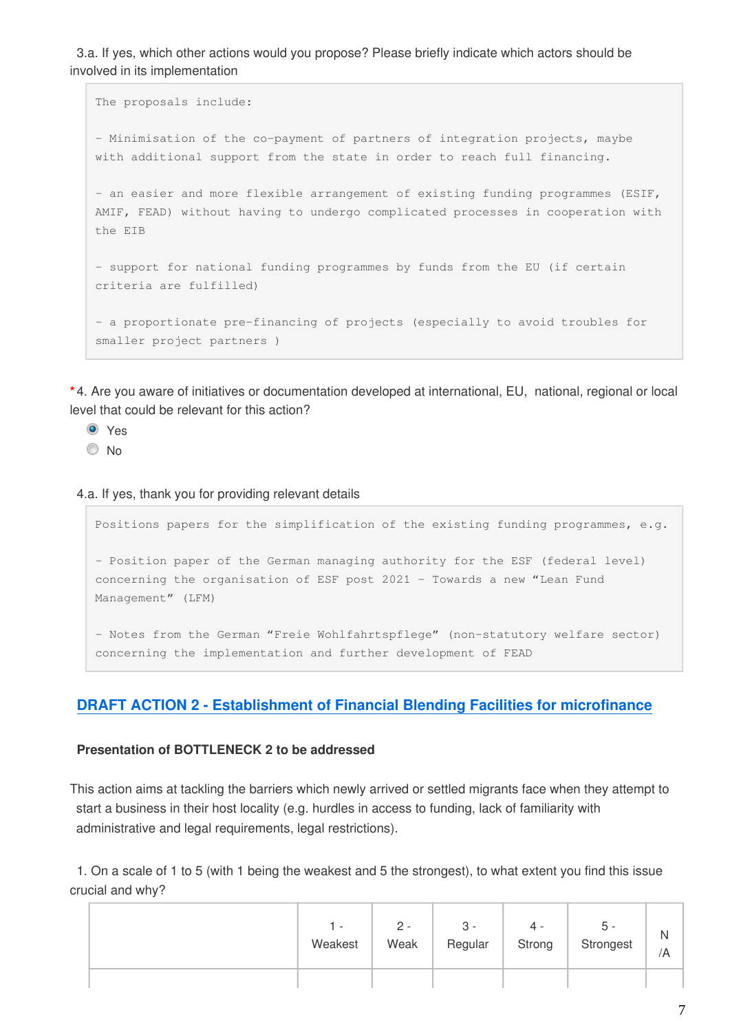3.a. If yes, which other actions would you propose? Please briefly indicate which actors should be involved in its implementation

```
The proposals include:

- Minimisation of the co-payment of partners of integration projects, maybe with additional support from the state in order to reach full financing.

- an easier and more flexible arrangement of existing funding programmes (ESIF, AMIF, FEAD) without having to undergo complicated processes in cooperation with the EIB

- support for national funding programmes by funds from the EU (if certain criteria are fulfilled)

- a proportionate pre-financing of projects (especially to avoid troubles for smaller project partners )
```

*4. Are you aware of initiatives or documentation developed at international, EU, national, regional or local level that could be relevant for this action?

- (x) Yes
- ( ) No

4.a. If yes, thank you for providing relevant details

```
Positions papers for the simplification of the existing funding programmes, e.g.

- Position paper of the German managing authority for the ESF (federal level) concerning the organisation of ESF post 2021 - Towards a new "Lean Fund Management" (LFM)

- Notes from the German "Freie Wohlfahrtspflege" (non-statutory welfare sector) concerning the implementation and further development of FEAD
```

## DRAFT ACTION 2 - Establishment of Financial Blending Facilities for microfinance

### Presentation of BOTTLENECK 2 to be addressed

This action aims at tackling the barriers which newly arrived or settled migrants face when they attempt to start a business in their host locality (e.g. hurdles in access to funding, lack of familiarity with administrative and legal requirements, legal restrictions).

1. On a scale of 1 to 5 (with 1 being the weakest and 5 the strongest), to what extent you find this issue crucial and why?

| | 1 - Weakest | 2 - Weak | 3 - Regular | 4 - Strong | 5 - Strongest | N/A |
|---|---|---|---|---|---|---|
| | | | | | | |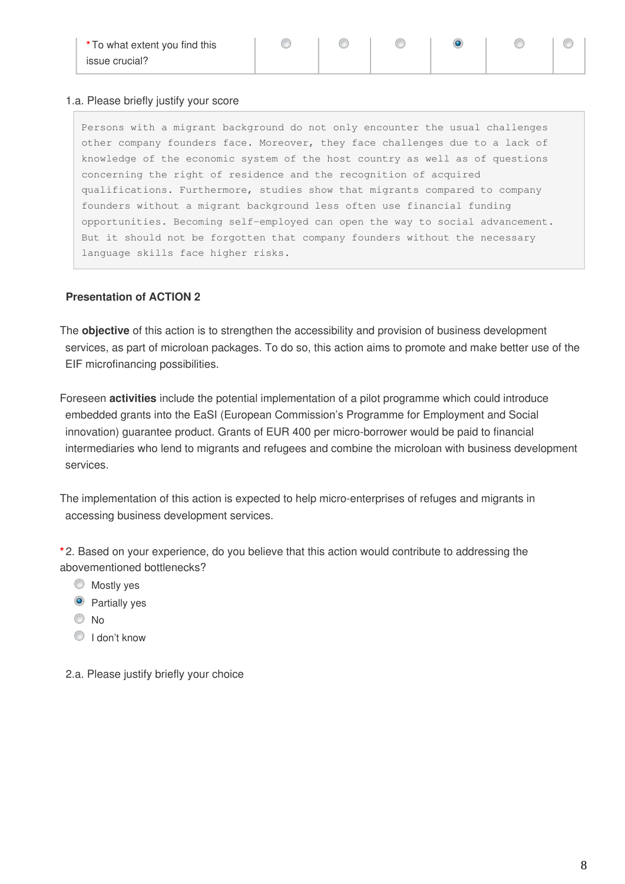| *To what extent you find this issue crucial? | ○ | ○ | ○ | ◉ | ○ | ○ |
|---|---|---|---|---|---|---|

1.a. Please briefly justify your score

```
Persons with a migrant background do not only encounter the usual challenges
other company founders face. Moreover, they face challenges due to a lack of
knowledge of the economic system of the host country as well as of questions
concerning the right of residence and the recognition of acquired
qualifications. Furthermore, studies show that migrants compared to company
founders without a migrant background less often use financial funding
opportunities. Becoming self-employed can open the way to social advancement.
But it should not be forgotten that company founders without the necessary
language skills face higher risks.
```

**Presentation of ACTION 2**

The **objective** of this action is to strengthen the accessibility and provision of business development services, as part of microloan packages. To do so, this action aims to promote and make better use of the EIF microfinancing possibilities.

Foreseen **activities** include the potential implementation of a pilot programme which could introduce embedded grants into the EaSI (European Commission's Programme for Employment and Social innovation) guarantee product. Grants of EUR 400 per micro-borrower would be paid to financial intermediaries who lend to migrants and refugees and combine the microloan with business development services.

The implementation of this action is expected to help micro-enterprises of refuges and migrants in accessing business development services.

*2. Based on your experience, do you believe that this action would contribute to addressing the abovementioned bottlenecks?

- ○ Mostly yes
- ◉ Partially yes
- ○ No
- ○ I don't know

2.a. Please justify briefly your choice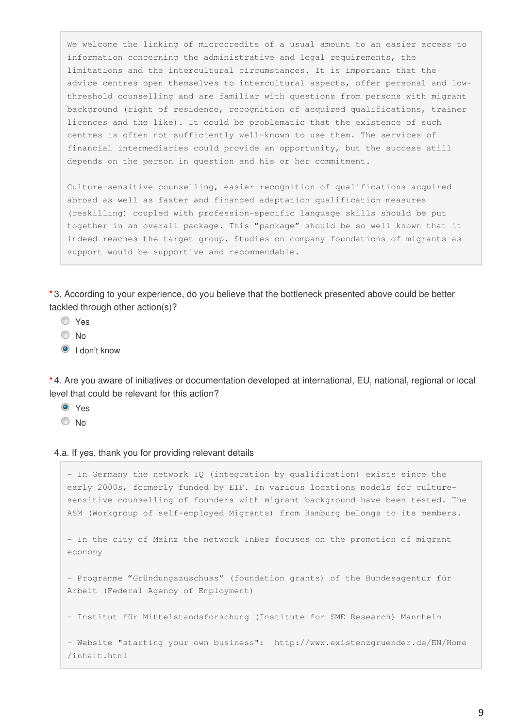We welcome the linking of microcredits of a usual amount to an easier access to information concerning the administrative and legal requirements, the limitations and the intercultural circumstances. It is important that the advice centres open themselves to intercultural aspects, offer personal and low-threshold counselling and are familiar with questions from persons with migrant background (right of residence, recognition of acquired qualifications, trainer licences and the like). It could be problematic that the existence of such centres is often not sufficiently well-known to use them. The services of financial intermediaries could provide an opportunity, but the success still depends on the person in question and his or her commitment.

Culture-sensitive counselling, easier recognition of qualifications acquired abroad as well as faster and financed adaptation qualification measures (reskilling) coupled with profession-specific language skills should be put together in an overall package. This "package" should be so well known that it indeed reaches the target group. Studies on company foundations of migrants as support would be supportive and recommendable.

*3. According to your experience, do you believe that the bottleneck presented above could be better tackled through other action(s)?

- ○ Yes
- ○ No
- ◉ I don't know

*4. Are you aware of initiatives or documentation developed at international, EU, national, regional or local level that could be relevant for this action?

- ◉ Yes
- ○ No

4.a. If yes, thank you for providing relevant details

- In Germany the network IQ (integration by qualification) exists since the early 2000s, formerly funded by EIF. In various locations models for culture-sensitive counselling of founders with migrant background have been tested. The ASM (Workgroup of self-employed Migrants) from Hamburg belongs to its members.

- In the city of Mainz the network InBez focuses on the promotion of migrant economy

- Programme "Gründungszuschuss" (foundation grants) of the Bundesagentur für Arbeit (Federal Agency of Employment)

- Institut für Mittelstandsforschung (Institute for SME Research) Mannheim

- Website "starting your own business": http://www.existenzgruender.de/EN/Home/inhalt.html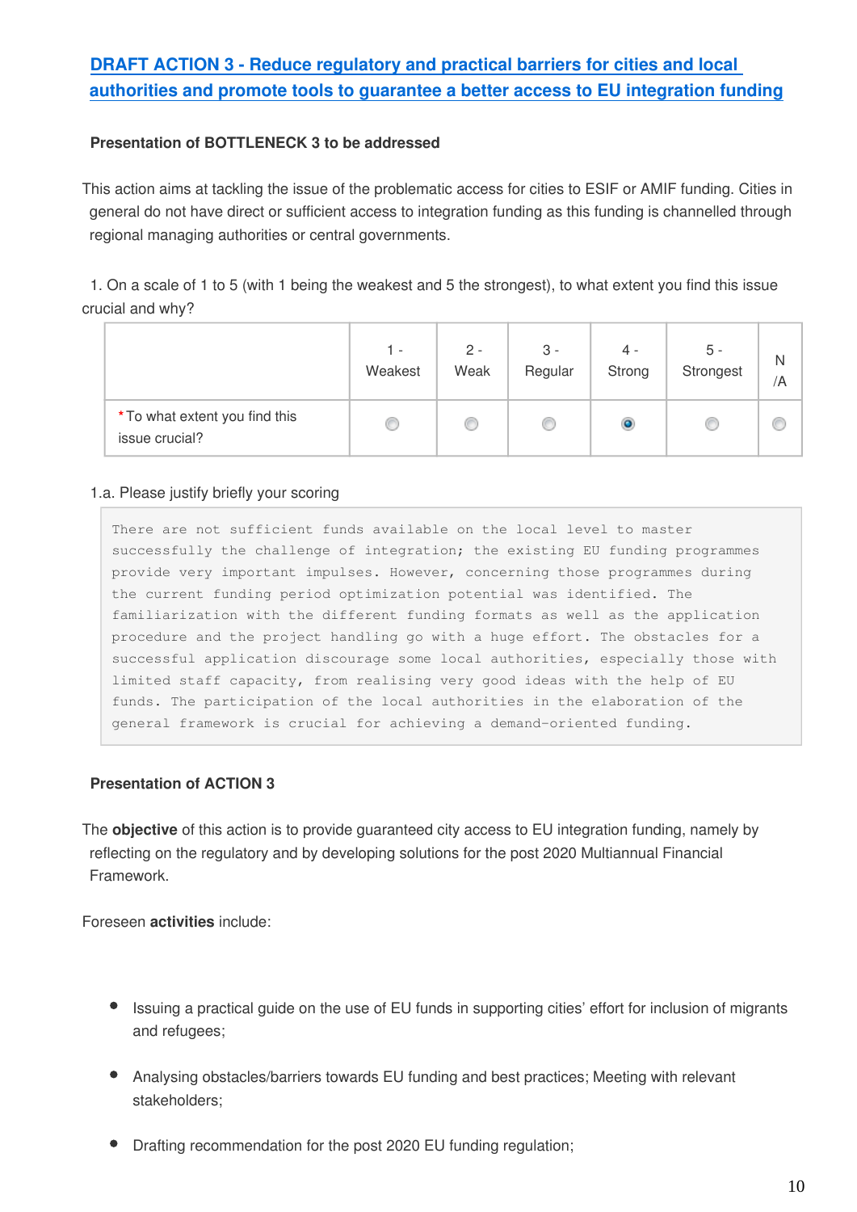## DRAFT ACTION 3 - Reduce regulatory and practical barriers for cities and local authorities and promote tools to guarantee a better access to EU integration funding

**Presentation of BOTTLENECK 3 to be addressed**

This action aims at tackling the issue of the problematic access for cities to ESIF or AMIF funding. Cities in general do not have direct or sufficient access to integration funding as this funding is channelled through regional managing authorities or central governments.

1. On a scale of 1 to 5 (with 1 being the weakest and 5 the strongest), to what extent you find this issue crucial and why?

| | 1 - Weakest | 2 - Weak | 3 - Regular | 4 - Strong | 5 - Strongest | N/A |
|---|---|---|---|---|---|---|
| *To what extent you find this issue crucial? | ○ | ○ | ○ | ● | ○ | ○ |

1.a. Please justify briefly your scoring

```
There are not sufficient funds available on the local level to master
successfully the challenge of integration; the existing EU funding programmes
provide very important impulses. However, concerning those programmes during
the current funding period optimization potential was identified. The
familiarization with the different funding formats as well as the application
procedure and the project handling go with a huge effort. The obstacles for a
successful application discourage some local authorities, especially those with
limited staff capacity, from realising very good ideas with the help of EU
funds. The participation of the local authorities in the elaboration of the
general framework is crucial for achieving a demand-oriented funding.
```

**Presentation of ACTION 3**

The **objective** of this action is to provide guaranteed city access to EU integration funding, namely by reflecting on the regulatory and by developing solutions for the post 2020 Multiannual Financial Framework.

Foreseen **activities** include:

- Issuing a practical guide on the use of EU funds in supporting cities' effort for inclusion of migrants and refugees;
- Analysing obstacles/barriers towards EU funding and best practices; Meeting with relevant stakeholders;
- Drafting recommendation for the post 2020 EU funding regulation;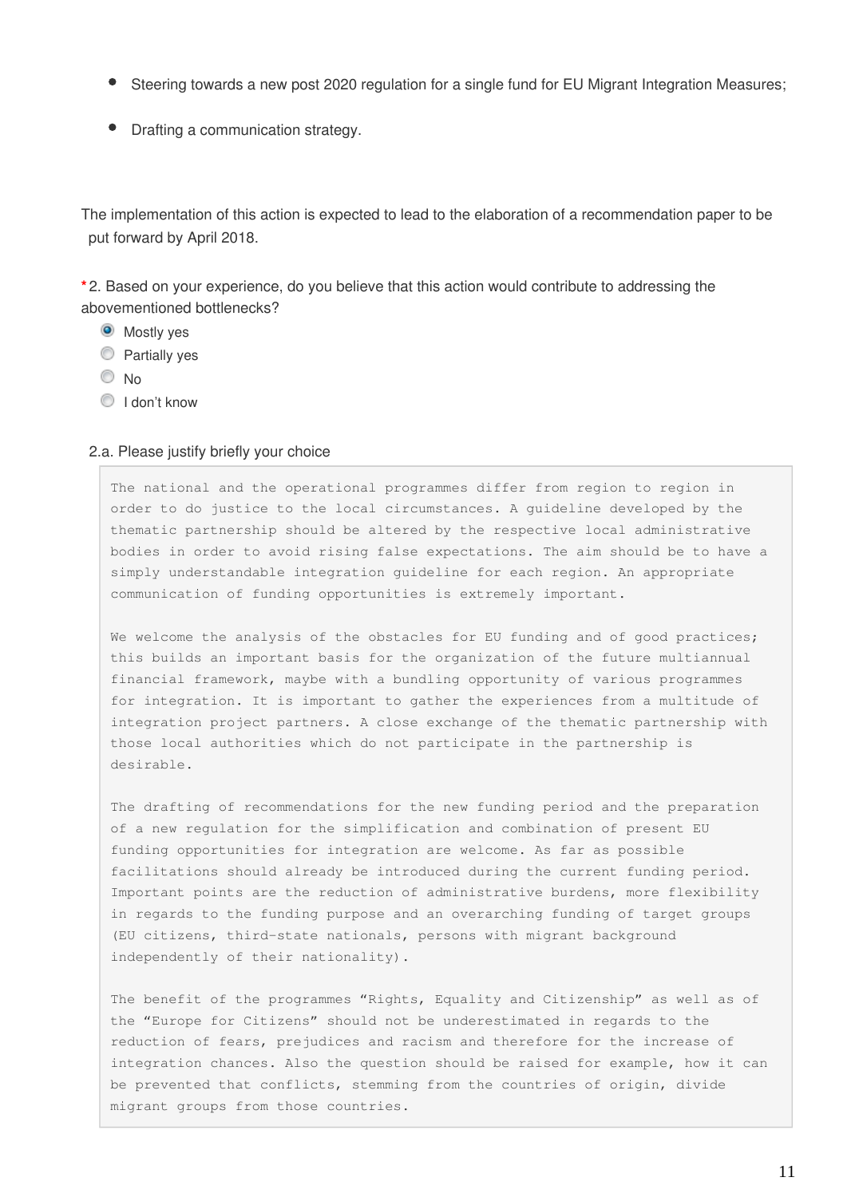- Steering towards a new post 2020 regulation for a single fund for EU Migrant Integration Measures;
- Drafting a communication strategy.

The implementation of this action is expected to lead to the elaboration of a recommendation paper to be put forward by April 2018.

*2. Based on your experience, do you believe that this action would contribute to addressing the abovementioned bottlenecks?

- (x) Mostly yes
- ( ) Partially yes
- ( ) No
- ( ) I don't know

2.a. Please justify briefly your choice

The national and the operational programmes differ from region to region in order to do justice to the local circumstances. A guideline developed by the thematic partnership should be altered by the respective local administrative bodies in order to avoid rising false expectations. The aim should be to have a simply understandable integration guideline for each region. An appropriate communication of funding opportunities is extremely important.

We welcome the analysis of the obstacles for EU funding and of good practices; this builds an important basis for the organization of the future multiannual financial framework, maybe with a bundling opportunity of various programmes for integration. It is important to gather the experiences from a multitude of integration project partners. A close exchange of the thematic partnership with those local authorities which do not participate in the partnership is desirable.

The drafting of recommendations for the new funding period and the preparation of a new regulation for the simplification and combination of present EU funding opportunities for integration are welcome. As far as possible facilitations should already be introduced during the current funding period. Important points are the reduction of administrative burdens, more flexibility in regards to the funding purpose and an overarching funding of target groups (EU citizens, third-state nationals, persons with migrant background independently of their nationality).

The benefit of the programmes "Rights, Equality and Citizenship" as well as of the "Europe for Citizens" should not be underestimated in regards to the reduction of fears, prejudices and racism and therefore for the increase of integration chances. Also the question should be raised for example, how it can be prevented that conflicts, stemming from the countries of origin, divide migrant groups from those countries.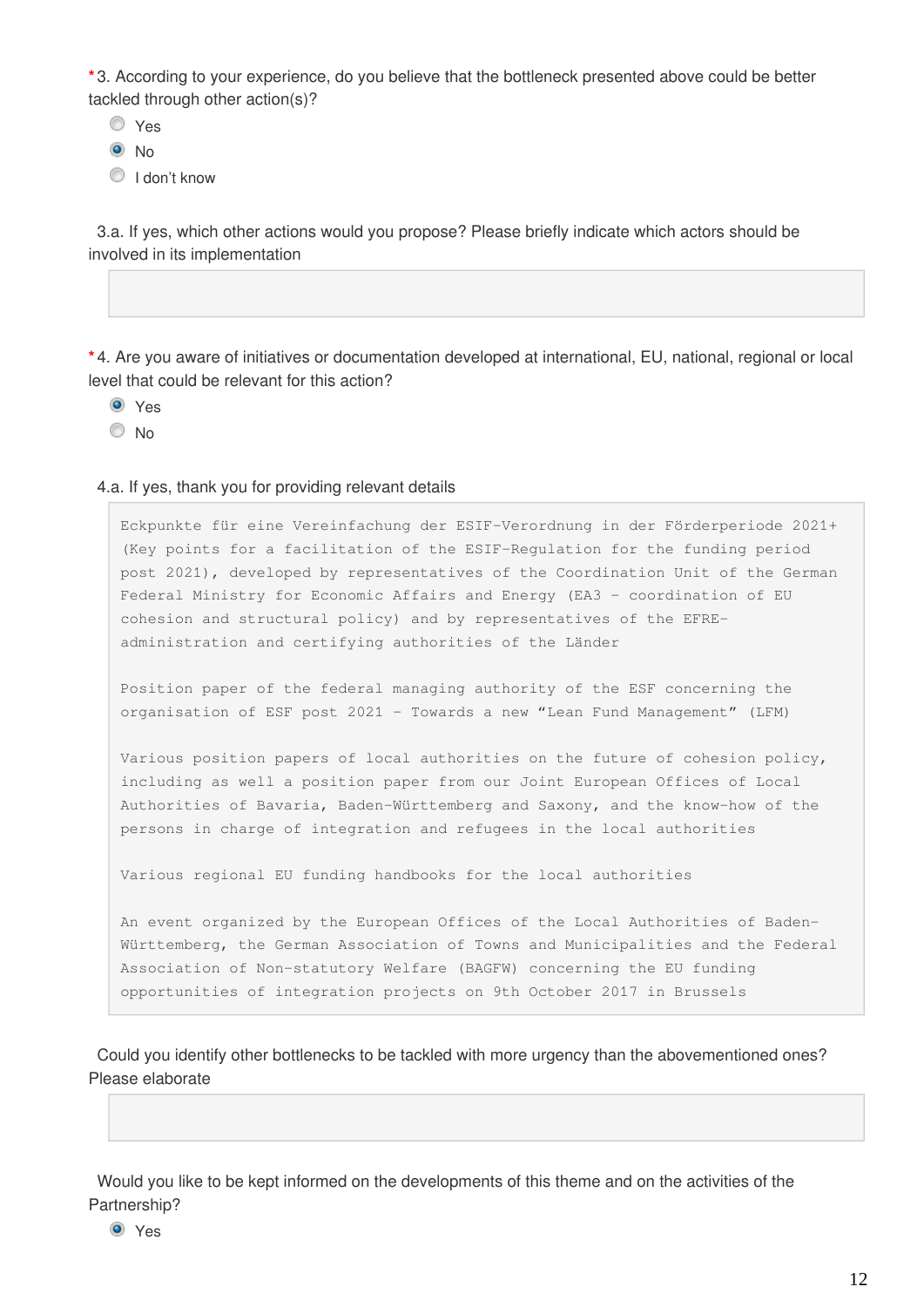*3. According to your experience, do you believe that the bottleneck presented above could be better tackled through other action(s)?

- ○ Yes
- ● No
- ○ I don't know

3.a. If yes, which other actions would you propose? Please briefly indicate which actors should be involved in its implementation

*4. Are you aware of initiatives or documentation developed at international, EU, national, regional or local level that could be relevant for this action?

- ● Yes
- ○ No

4.a. If yes, thank you for providing relevant details

Eckpunkte für eine Vereinfachung der ESIF-Verordnung in der Förderperiode 2021+ (Key points for a facilitation of the ESIF-Regulation for the funding period post 2021), developed by representatives of the Coordination Unit of the German Federal Ministry for Economic Affairs and Energy (EA3 - coordination of EU cohesion and structural policy) and by representatives of the EFRE-administration and certifying authorities of the Länder

Position paper of the federal managing authority of the ESF concerning the organisation of ESF post 2021 - Towards a new "Lean Fund Management" (LFM)

Various position papers of local authorities on the future of cohesion policy, including as well a position paper from our Joint European Offices of Local Authorities of Bavaria, Baden-Württemberg and Saxony, and the know-how of the persons in charge of integration and refugees in the local authorities

Various regional EU funding handbooks for the local authorities

An event organized by the European Offices of the Local Authorities of Baden-Württemberg, the German Association of Towns and Municipalities and the Federal Association of Non-statutory Welfare (BAGFW) concerning the EU funding opportunities of integration projects on 9th October 2017 in Brussels

Could you identify other bottlenecks to be tackled with more urgency than the abovementioned ones? Please elaborate

Would you like to be kept informed on the developments of this theme and on the activities of the Partnership?

- ● Yes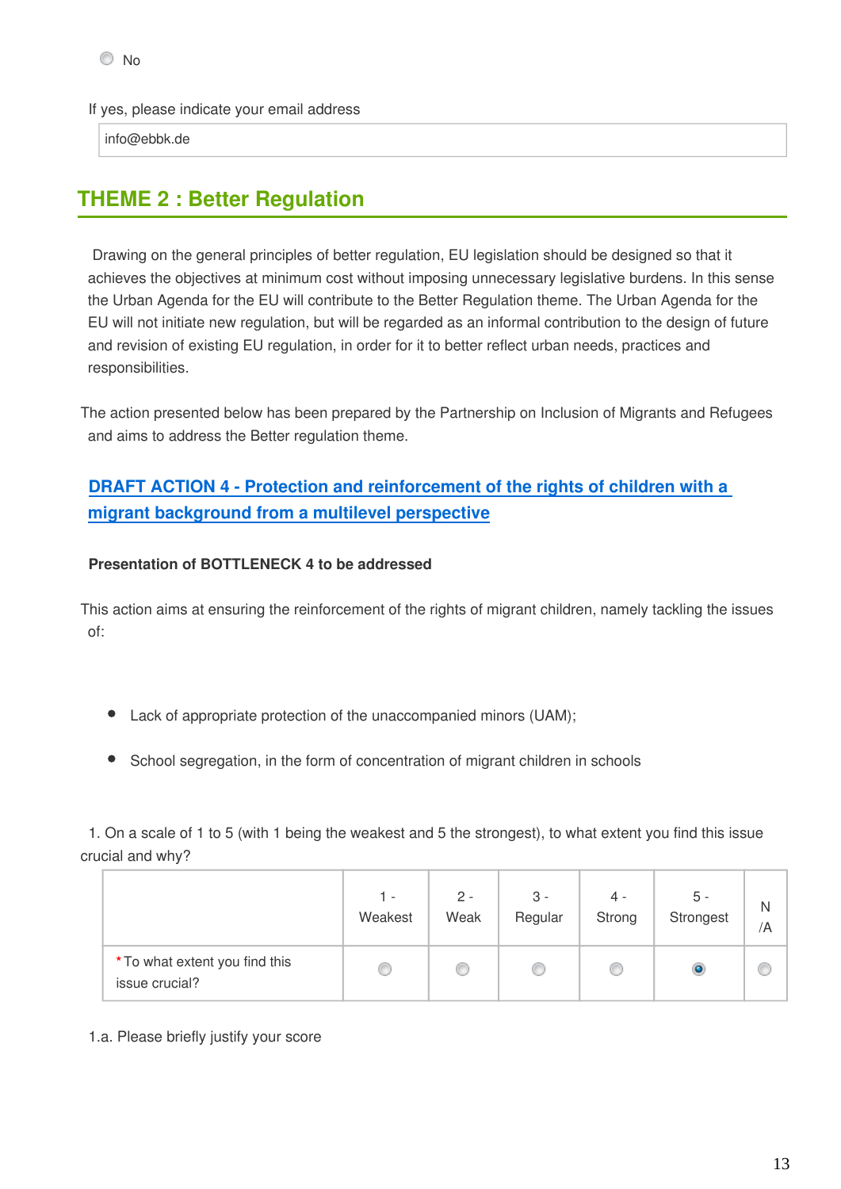- No

If yes, please indicate your email address

info@ebbk.de

## THEME 2 : Better Regulation

Drawing on the general principles of better regulation, EU legislation should be designed so that it achieves the objectives at minimum cost without imposing unnecessary legislative burdens. In this sense the Urban Agenda for the EU will contribute to the Better Regulation theme. The Urban Agenda for the EU will not initiate new regulation, but will be regarded as an informal contribution to the design of future and revision of existing EU regulation, in order for it to better reflect urban needs, practices and responsibilities.

The action presented below has been prepared by the Partnership on Inclusion of Migrants and Refugees and aims to address the Better regulation theme.

### DRAFT ACTION 4 - Protection and reinforcement of the rights of children with a migrant background from a multilevel perspective

**Presentation of BOTTLENECK 4 to be addressed**

This action aims at ensuring the reinforcement of the rights of migrant children, namely tackling the issues of:

- Lack of appropriate protection of the unaccompanied minors (UAM);
- School segregation, in the form of concentration of migrant children in schools

1. On a scale of 1 to 5 (with 1 being the weakest and 5 the strongest), to what extent you find this issue crucial and why?

| | 1 - Weakest | 2 - Weak | 3 - Regular | 4 - Strong | 5 - Strongest | N/A |
|---|---|---|---|---|---|---|
| *To what extent you find this issue crucial? | | | | | X | |

1.a. Please briefly justify your score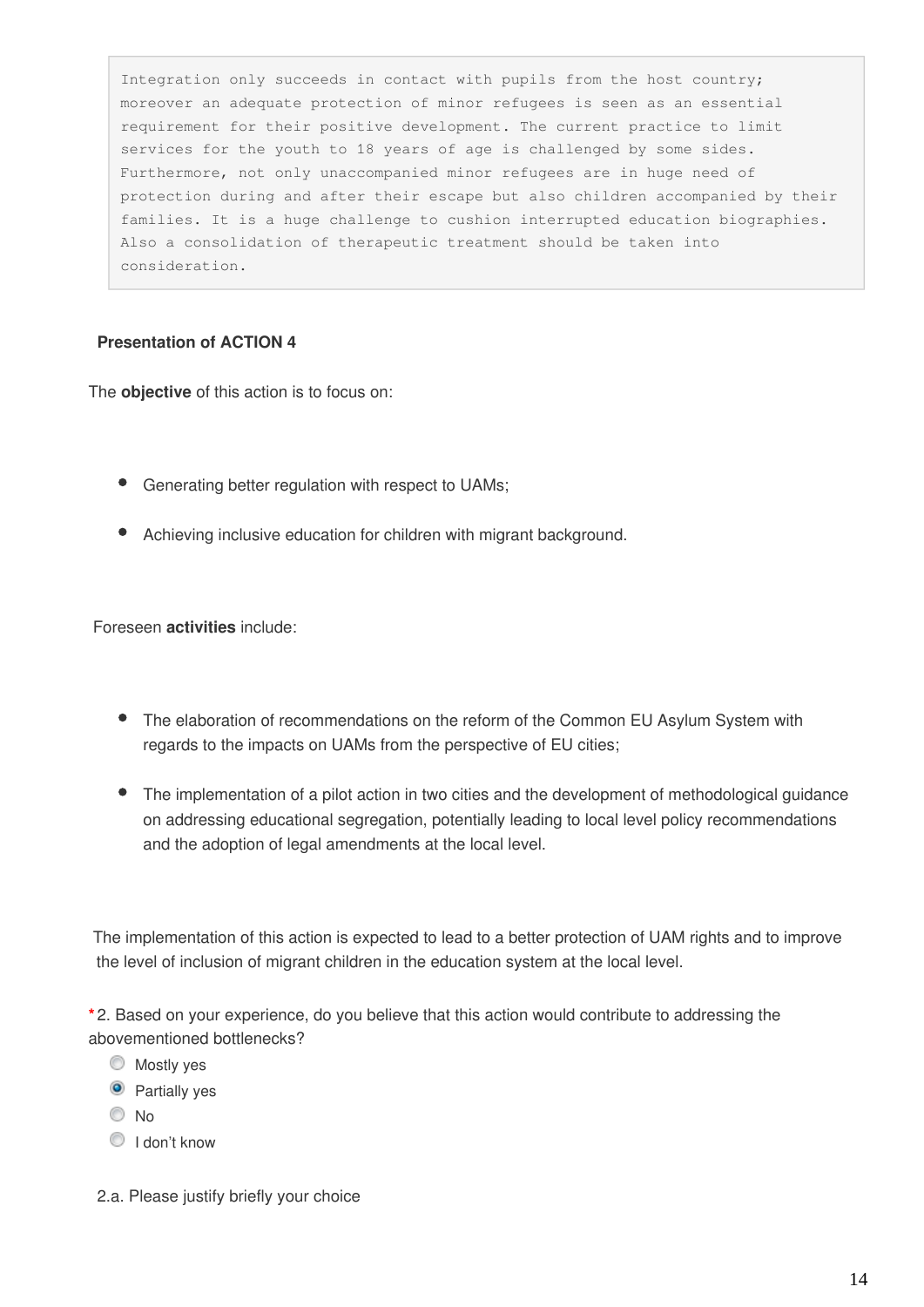```
Integration only succeeds in contact with pupils from the host country;
moreover an adequate protection of minor refugees is seen as an essential
requirement for their positive development. The current practice to limit
services for the youth to 18 years of age is challenged by some sides.
Furthermore, not only unaccompanied minor refugees are in huge need of
protection during and after their escape but also children accompanied by their
families. It is a huge challenge to cushion interrupted education biographies.
Also a consolidation of therapeutic treatment should be taken into
consideration.
```

**Presentation of ACTION 4**

The **objective** of this action is to focus on:

- Generating better regulation with respect to UAMs;
- Achieving inclusive education for children with migrant background.

Foreseen **activities** include:

- The elaboration of recommendations on the reform of the Common EU Asylum System with regards to the impacts on UAMs from the perspective of EU cities;
- The implementation of a pilot action in two cities and the development of methodological guidance on addressing educational segregation, potentially leading to local level policy recommendations and the adoption of legal amendments at the local level.

The implementation of this action is expected to lead to a better protection of UAM rights and to improve the level of inclusion of migrant children in the education system at the local level.

*2. Based on your experience, do you believe that this action would contribute to addressing the abovementioned bottlenecks?

- ○ Mostly yes
- ◉ Partially yes
- ○ No
- ○ I don't know

2.a. Please justify briefly your choice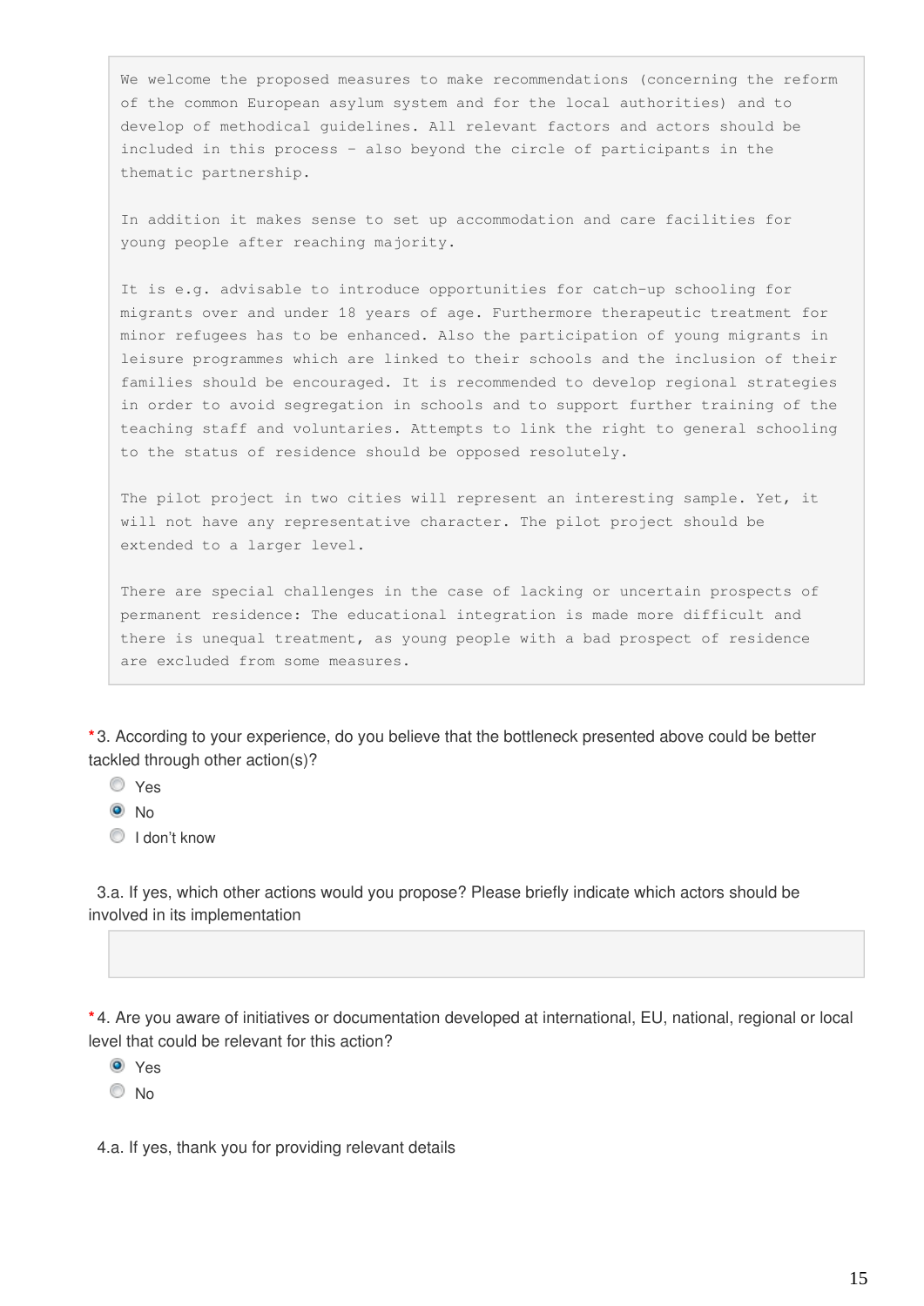```
We welcome the proposed measures to make recommendations (concerning the reform
of the common European asylum system and for the local authorities) and to
develop of methodical guidelines. All relevant factors and actors should be
included in this process - also beyond the circle of participants in the
thematic partnership.

In addition it makes sense to set up accommodation and care facilities for
young people after reaching majority.

It is e.g. advisable to introduce opportunities for catch-up schooling for
migrants over and under 18 years of age. Furthermore therapeutic treatment for
minor refugees has to be enhanced. Also the participation of young migrants in
leisure programmes which are linked to their schools and the inclusion of their
families should be encouraged. It is recommended to develop regional strategies
in order to avoid segregation in schools and to support further training of the
teaching staff and voluntaries. Attempts to link the right to general schooling
to the status of residence should be opposed resolutely.

The pilot project in two cities will represent an interesting sample. Yet, it
will not have any representative character. The pilot project should be
extended to a larger level.

There are special challenges in the case of lacking or uncertain prospects of
permanent residence: The educational integration is made more difficult and
there is unequal treatment, as young people with a bad prospect of residence
are excluded from some measures.
```

*3. According to your experience, do you believe that the bottleneck presented above could be better tackled through other action(s)?

- ○ Yes
- ◉ No
- ○ I don't know

3.a. If yes, which other actions would you propose? Please briefly indicate which actors should be involved in its implementation

*4. Are you aware of initiatives or documentation developed at international, EU, national, regional or local level that could be relevant for this action?

- ◉ Yes
- ○ No

4.a. If yes, thank you for providing relevant details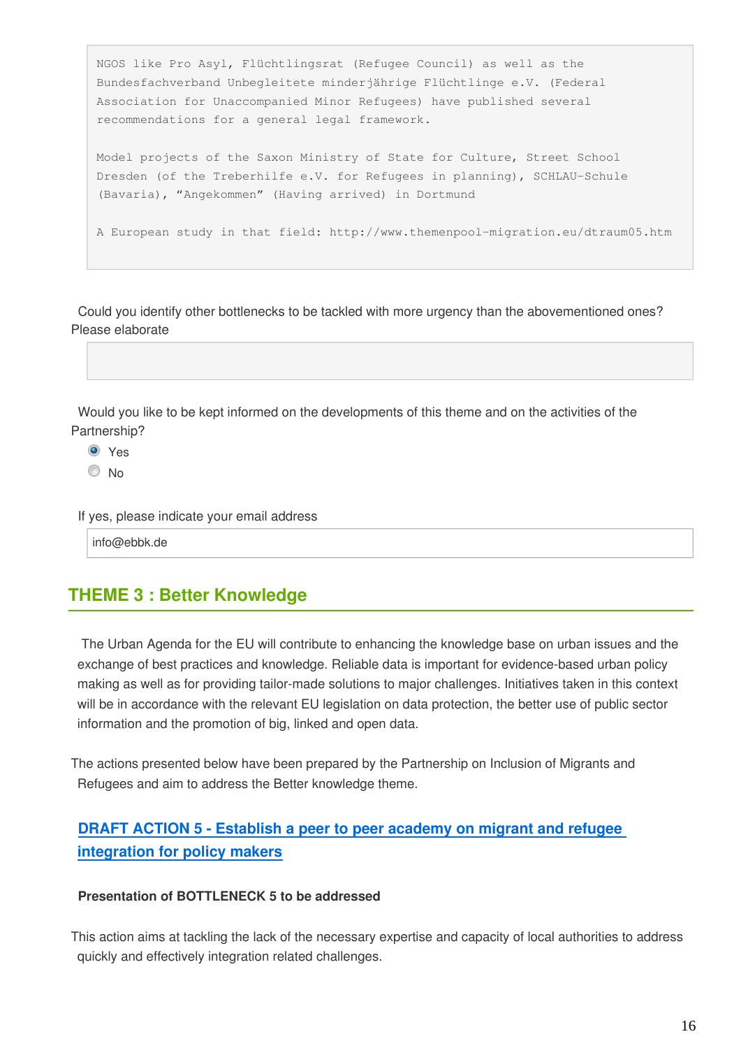```
NGOS like Pro Asyl, Flüchtlingsrat (Refugee Council) as well as the
Bundesfachverband Unbegleitete minderjährige Flüchtlinge e.V. (Federal
Association for Unaccompanied Minor Refugees) have published several
recommendations for a general legal framework.

Model projects of the Saxon Ministry of State for Culture, Street School
Dresden (of the Treberhilfe e.V. for Refugees in planning), SCHLAU-Schule
(Bavaria), "Angekommen" (Having arrived) in Dortmund

A European study in that field: http://www.themenpool-migration.eu/dtraum05.htm
```

Could you identify other bottlenecks to be tackled with more urgency than the abovementioned ones? Please elaborate

Would you like to be kept informed on the developments of this theme and on the activities of the Partnership?

- (x) Yes
- ( ) No

If yes, please indicate your email address

info@ebbk.de

## THEME 3 : Better Knowledge

The Urban Agenda for the EU will contribute to enhancing the knowledge base on urban issues and the exchange of best practices and knowledge. Reliable data is important for evidence-based urban policy making as well as for providing tailor-made solutions to major challenges. Initiatives taken in this context will be in accordance with the relevant EU legislation on data protection, the better use of public sector information and the promotion of big, linked and open data.

The actions presented below have been prepared by the Partnership on Inclusion of Migrants and Refugees and aim to address the Better knowledge theme.

### DRAFT ACTION 5 - Establish a peer to peer academy on migrant and refugee integration for policy makers

**Presentation of BOTTLENECK 5 to be addressed**

This action aims at tackling the lack of the necessary expertise and capacity of local authorities to address quickly and effectively integration related challenges.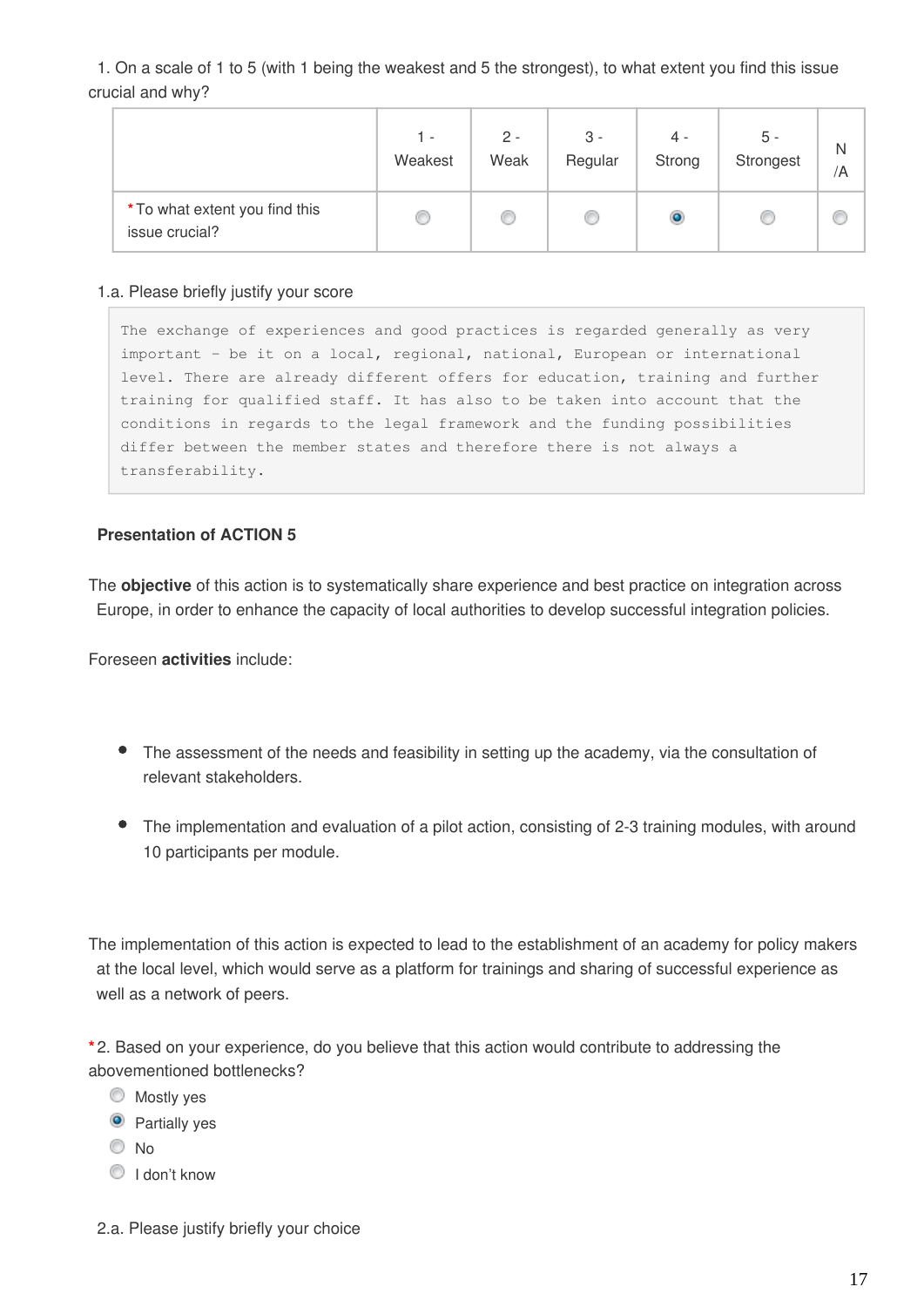1. On a scale of 1 to 5 (with 1 being the weakest and 5 the strongest), to what extent you find this issue crucial and why?

| | 1 - Weakest | 2 - Weak | 3 - Regular | 4 - Strong | 5 - Strongest | N/A |
|---|---|---|---|---|---|---|
| * To what extent you find this issue crucial? | ○ | ○ | ○ | ◉ | ○ | ○ |

1.a. Please briefly justify your score

```
The exchange of experiences and good practices is regarded generally as very
important - be it on a local, regional, national, European or international
level. There are already different offers for education, training and further
training for qualified staff. It has also to be taken into account that the
conditions in regards to the legal framework and the funding possibilities
differ between the member states and therefore there is not always a
transferability.
```

**Presentation of ACTION 5**

The **objective** of this action is to systematically share experience and best practice on integration across Europe, in order to enhance the capacity of local authorities to develop successful integration policies.

Foreseen **activities** include:

- The assessment of the needs and feasibility in setting up the academy, via the consultation of relevant stakeholders.
- The implementation and evaluation of a pilot action, consisting of 2-3 training modules, with around 10 participants per module.

The implementation of this action is expected to lead to the establishment of an academy for policy makers at the local level, which would serve as a platform for trainings and sharing of successful experience as well as a network of peers.

*2. Based on your experience, do you believe that this action would contribute to addressing the abovementioned bottlenecks?

- ○ Mostly yes
- ◉ Partially yes
- ○ No
- ○ I don't know

2.a. Please justify briefly your choice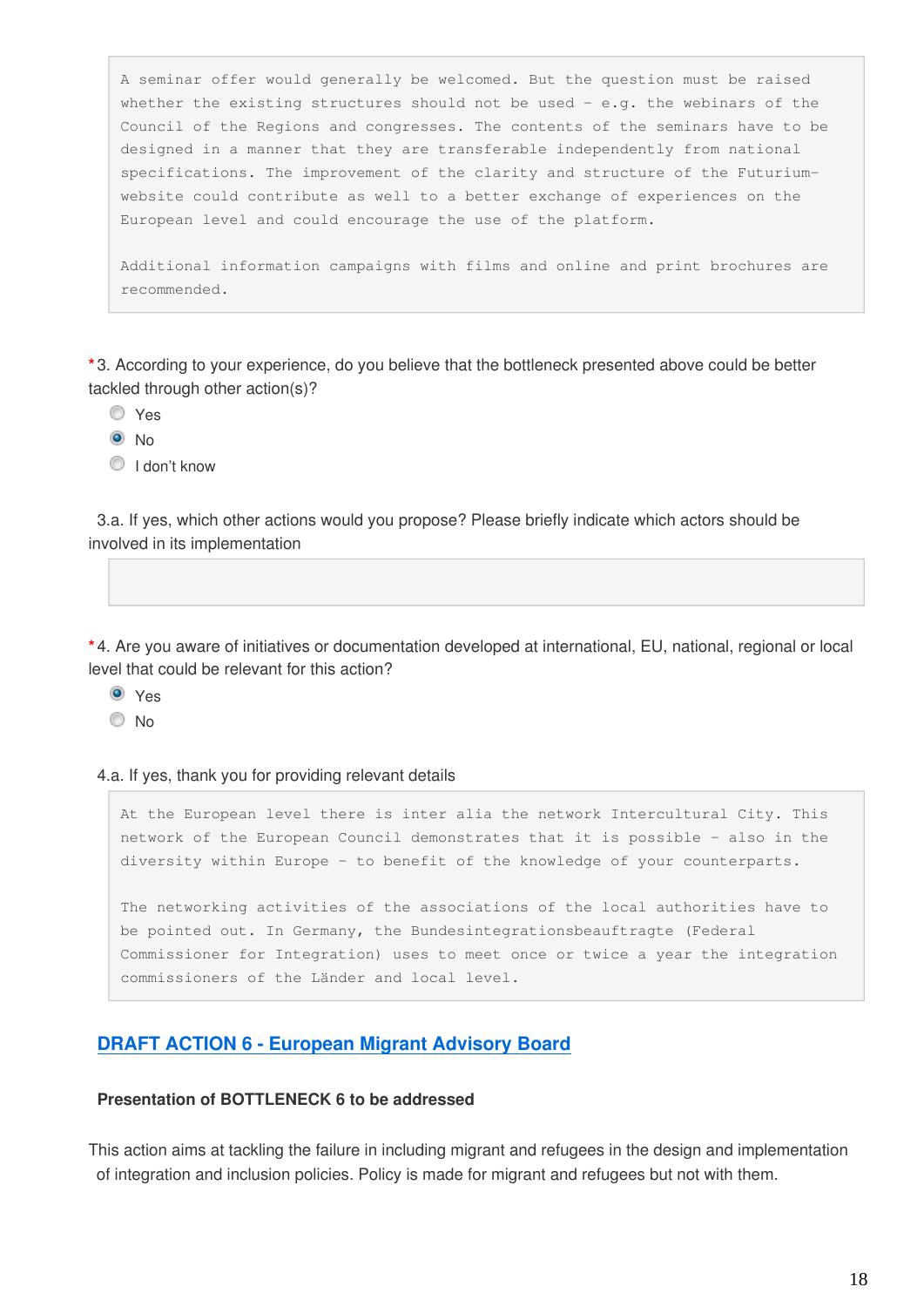A seminar offer would generally be welcomed. But the question must be raised whether the existing structures should not be used – e.g. the webinars of the Council of the Regions and congresses. The contents of the seminars have to be designed in a manner that they are transferable independently from national specifications. The improvement of the clarity and structure of the Futurium-website could contribute as well to a better exchange of experiences on the European level and could encourage the use of the platform.

Additional information campaigns with films and online and print brochures are recommended.

*3. According to your experience, do you believe that the bottleneck presented above could be better tackled through other action(s)?

- ○ Yes
- ● No
- ○ I don't know

3.a. If yes, which other actions would you propose? Please briefly indicate which actors should be involved in its implementation

*4. Are you aware of initiatives or documentation developed at international, EU, national, regional or local level that could be relevant for this action?

- ● Yes
- ○ No

4.a. If yes, thank you for providing relevant details

At the European level there is inter alia the network Intercultural City. This network of the European Council demonstrates that it is possible – also in the diversity within Europe – to benefit of the knowledge of your counterparts.

The networking activities of the associations of the local authorities have to be pointed out. In Germany, the Bundesintegrationsbeauftragte (Federal Commissioner for Integration) uses to meet once or twice a year the integration commissioners of the Länder and local level.

## DRAFT ACTION 6 - European Migrant Advisory Board

### Presentation of BOTTLENECK 6 to be addressed

This action aims at tackling the failure in including migrant and refugees in the design and implementation of integration and inclusion policies. Policy is made for migrant and refugees but not with them.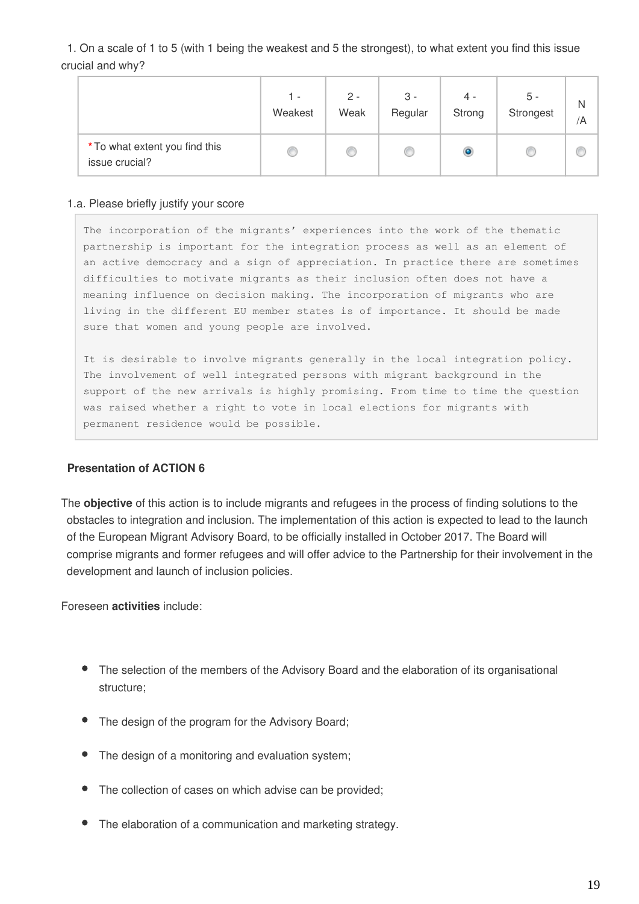1. On a scale of 1 to 5 (with 1 being the weakest and 5 the strongest), to what extent you find this issue crucial and why?

| | 1 - Weakest | 2 - Weak | 3 - Regular | 4 - Strong | 5 - Strongest | N/A |
|---|---|---|---|---|---|---|
| * To what extent you find this issue crucial? | ○ | ○ | ○ | ◉ | ○ | ○ |

1.a. Please briefly justify your score

```
The incorporation of the migrants' experiences into the work of the thematic
partnership is important for the integration process as well as an element of
an active democracy and a sign of appreciation. In practice there are sometimes
difficulties to motivate migrants as their inclusion often does not have a
meaning influence on decision making. The incorporation of migrants who are
living in the different EU member states is of importance. It should be made
sure that women and young people are involved.

It is desirable to involve migrants generally in the local integration policy.
The involvement of well integrated persons with migrant background in the
support of the new arrivals is highly promising. From time to time the question
was raised whether a right to vote in local elections for migrants with
permanent residence would be possible.
```

**Presentation of ACTION 6**

The **objective** of this action is to include migrants and refugees in the process of finding solutions to the obstacles to integration and inclusion. The implementation of this action is expected to lead to the launch of the European Migrant Advisory Board, to be officially installed in October 2017. The Board will comprise migrants and former refugees and will offer advice to the Partnership for their involvement in the development and launch of inclusion policies.

Foreseen **activities** include:

- The selection of the members of the Advisory Board and the elaboration of its organisational structure;
- The design of the program for the Advisory Board;
- The design of a monitoring and evaluation system;
- The collection of cases on which advise can be provided;
- The elaboration of a communication and marketing strategy.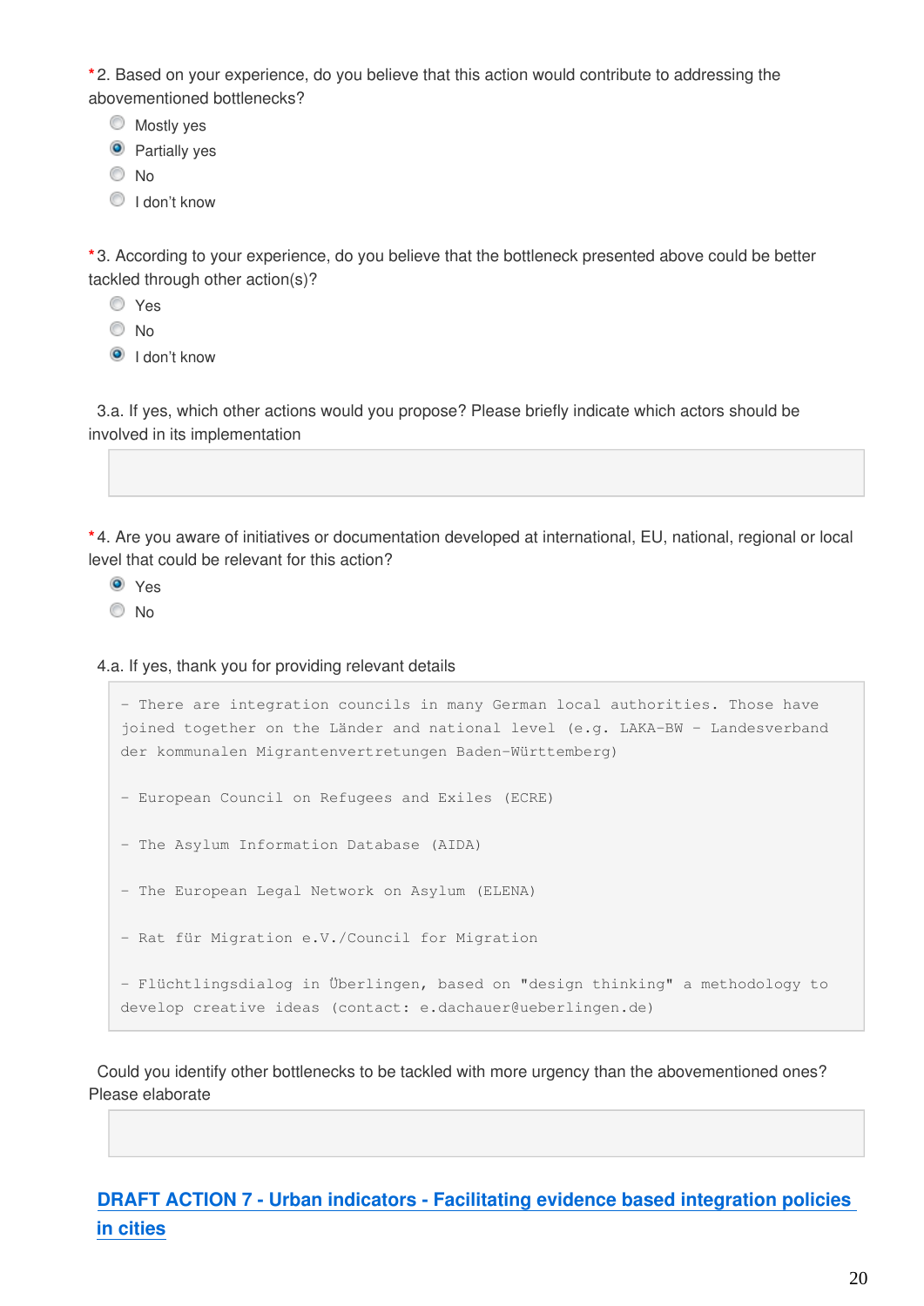*2. Based on your experience, do you believe that this action would contribute to addressing the abovementioned bottlenecks?

- ○ Mostly yes
- ◉ Partially yes
- ○ No
- ○ I don't know

*3. According to your experience, do you believe that the bottleneck presented above could be better tackled through other action(s)?

- ○ Yes
- ○ No
- ◉ I don't know

3.a. If yes, which other actions would you propose? Please briefly indicate which actors should be involved in its implementation

*4. Are you aware of initiatives or documentation developed at international, EU, national, regional or local level that could be relevant for this action?

- ◉ Yes
- ○ No

4.a. If yes, thank you for providing relevant details

```
- There are integration councils in many German local authorities. Those have joined together on the Länder and national level (e.g. LAKA-BW - Landesverband der kommunalen Migrantenvertretungen Baden-Württemberg)

- European Council on Refugees and Exiles (ECRE)

- The Asylum Information Database (AIDA)

- The European Legal Network on Asylum (ELENA)

- Rat für Migration e.V./Council for Migration

- Flüchtlingsdialog in Überlingen, based on "design thinking" a methodology to develop creative ideas (contact: e.dachauer@ueberlingen.de)
```

Could you identify other bottlenecks to be tackled with more urgency than the abovementioned ones? Please elaborate

## DRAFT ACTION 7 - Urban indicators - Facilitating evidence based integration policies in cities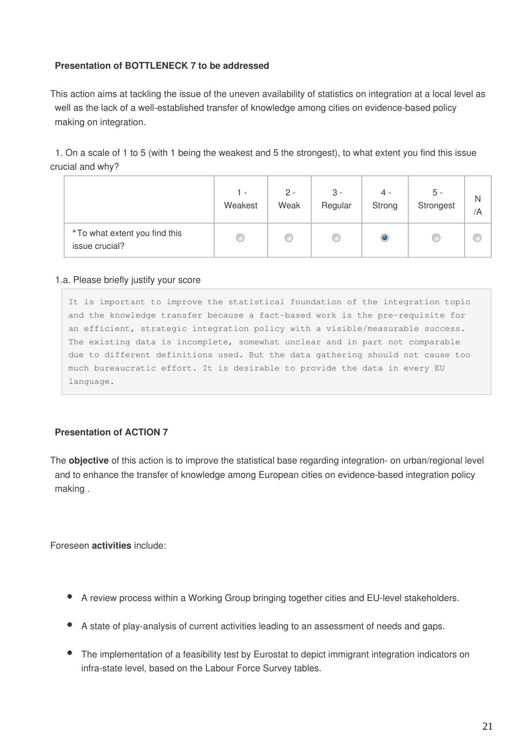**Presentation of BOTTLENECK 7 to be addressed**

This action aims at tackling the issue of the uneven availability of statistics on integration at a local level as well as the lack of a well-established transfer of knowledge among cities on evidence-based policy making on integration.

1. On a scale of 1 to 5 (with 1 being the weakest and 5 the strongest), to what extent you find this issue crucial and why?

| | 1 - Weakest | 2 - Weak | 3 - Regular | 4 - Strong | 5 - Strongest | N /A |
|---|---|---|---|---|---|---|
| * To what extent you find this issue crucial? | ○ | ○ | ○ | ● | ○ | ○ |

1.a. Please briefly justify your score

```
It is important to improve the statistical foundation of the integration topic
and the knowledge transfer because a fact-based work is the pre-requisite for
an efficient, strategic integration policy with a visible/measurable success.
The existing data is incomplete, somewhat unclear and in part not comparable
due to different definitions used. But the data gathering should not cause too
much bureaucratic effort. It is desirable to provide the data in every EU
language.
```

**Presentation of ACTION 7**

The **objective** of this action is to improve the statistical base regarding integration- on urban/regional level and to enhance the transfer of knowledge among European cities on evidence-based integration policy making .

Foreseen **activities** include:

- A review process within a Working Group bringing together cities and EU-level stakeholders.
- A state of play-analysis of current activities leading to an assessment of needs and gaps.
- The implementation of a feasibility test by Eurostat to depict immigrant integration indicators on infra-state level, based on the Labour Force Survey tables.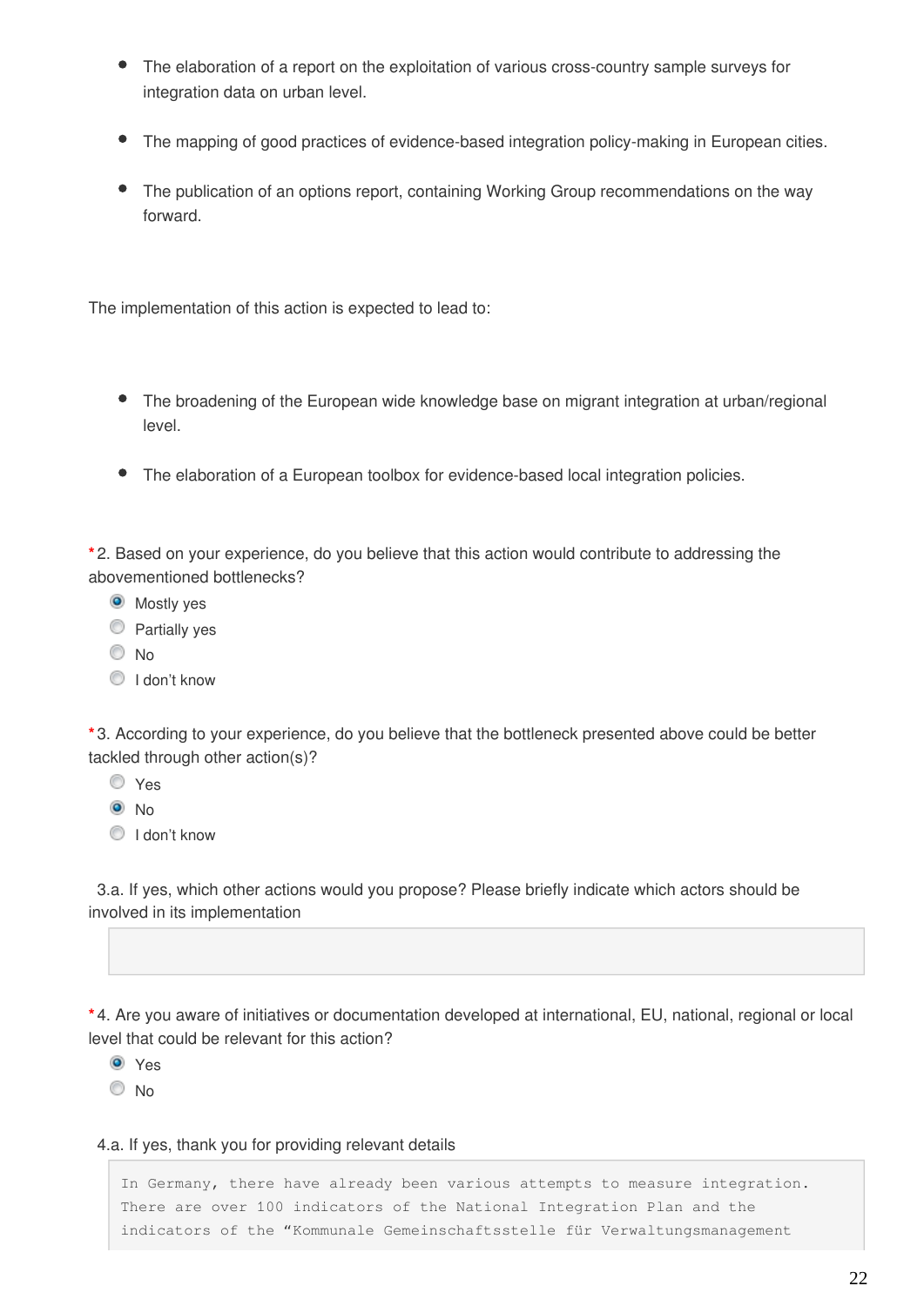- The elaboration of a report on the exploitation of various cross-country sample surveys for integration data on urban level.
- The mapping of good practices of evidence-based integration policy-making in European cities.
- The publication of an options report, containing Working Group recommendations on the way forward.

The implementation of this action is expected to lead to:

- The broadening of the European wide knowledge base on migrant integration at urban/regional level.
- The elaboration of a European toolbox for evidence-based local integration policies.

*2. Based on your experience, do you believe that this action would contribute to addressing the abovementioned bottlenecks?

- (●) Mostly yes
- ( ) Partially yes
- ( ) No
- ( ) I don't know

*3. According to your experience, do you believe that the bottleneck presented above could be better tackled through other action(s)?

- ( ) Yes
- (●) No
- ( ) I don't know

3.a. If yes, which other actions would you propose? Please briefly indicate which actors should be involved in its implementation

*4. Are you aware of initiatives or documentation developed at international, EU, national, regional or local level that could be relevant for this action?

- (●) Yes
- ( ) No

4.a. If yes, thank you for providing relevant details

```
In Germany, there have already been various attempts to measure integration.
There are over 100 indicators of the National Integration Plan and the
indicators of the “Kommunale Gemeinschaftsstelle für Verwaltungsmanagement
```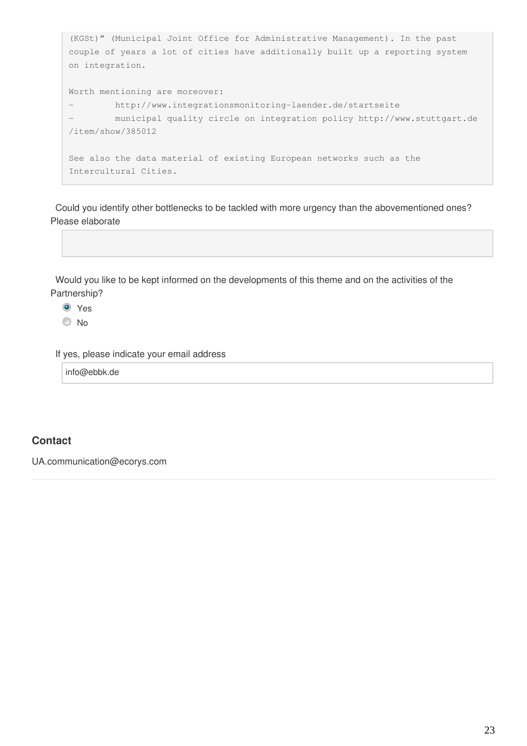```
(KGSt)" (Municipal Joint Office for Administrative Management). In the past
couple of years a lot of cities have additionally built up a reporting system
on integration.

Worth mentioning are moreover:
-        http://www.integrationsmonitoring-laender.de/startseite
-        municipal quality circle on integration policy http://www.stuttgart.de
/item/show/385012

See also the data material of existing European networks such as the
Intercultural Cities.
```

Could you identify other bottlenecks to be tackled with more urgency than the abovementioned ones? Please elaborate

Would you like to be kept informed on the developments of this theme and on the activities of the Partnership?

- (x) Yes
- ( ) No

If yes, please indicate your email address

info@ebbk.de

### Contact

UA.communication@ecorys.com